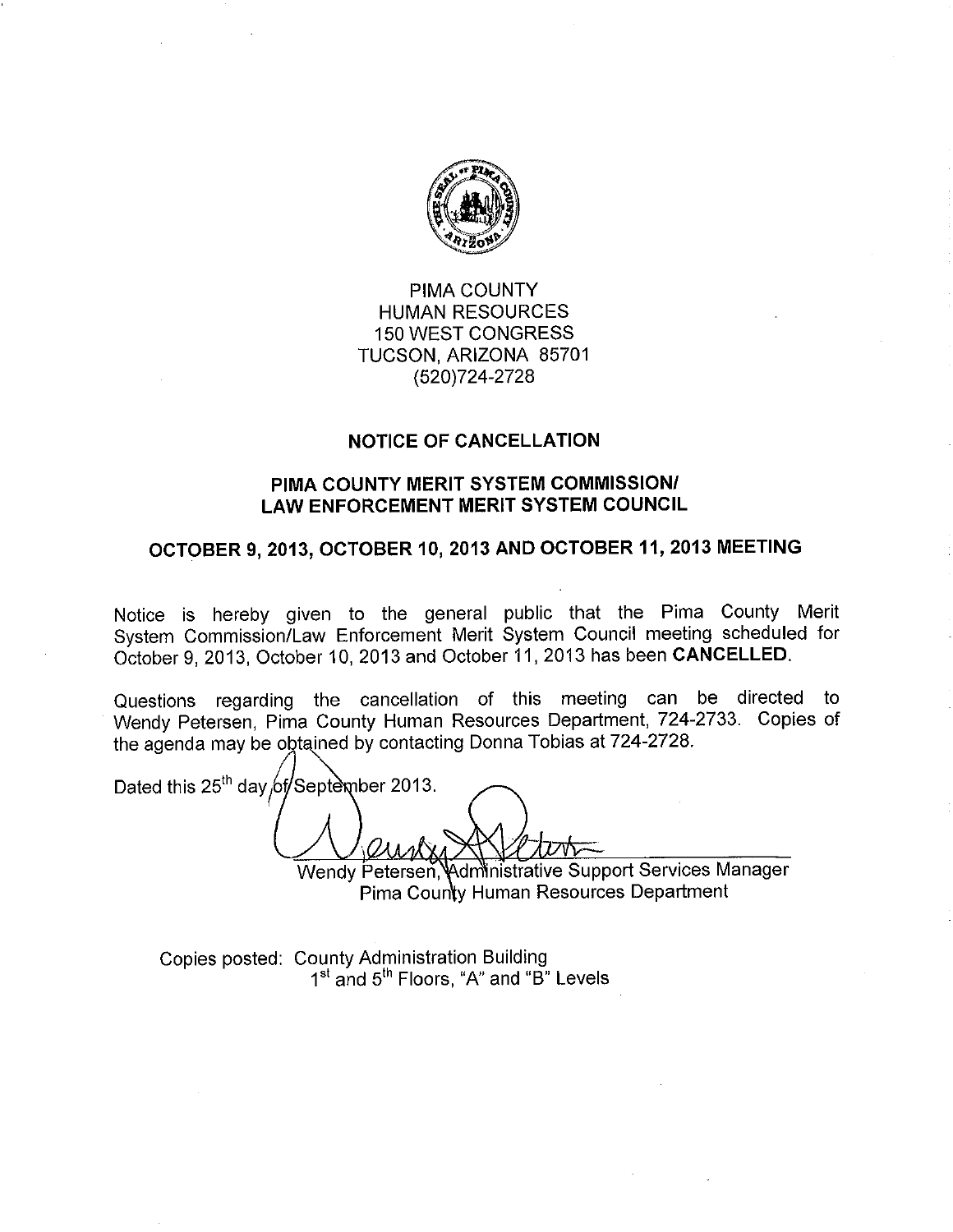PIMA COUNTY
HUMAN RESOURCES
150 WEST CONGRESS
TUCSON, ARIZONA 85701
(520)724-2728

## NOTICE OF CANCELLATION

## PIMA COUNTY MERIT SYSTEM COMMISSION/ LAW ENFORCEMENT MERIT SYSTEM COUNCIL

## OCTOBER 9, 2013, OCTOBER 10, 2013 AND OCTOBER 11, 2013 MEETING

Notice is hereby given to the general public that the Pima County Merit System Commission/Law Enforcement Merit System Council meeting scheduled for October 9, 2013, October 10, 2013 and October 11, 2013 has been **CANCELLED**.

Questions regarding the cancellation of this meeting can be directed to Wendy Petersen, Pima County Human Resources Department, 724-2733. Copies of the agenda may be obtained by contacting Donna Tobias at 724-2728.

Dated this 25th day of September 2013.

Wendy Petersen, Administrative Support Services Manager
Pima County Human Resources Department

Copies posted: County Administration Building
1st and 5th Floors, "A" and "B" Levels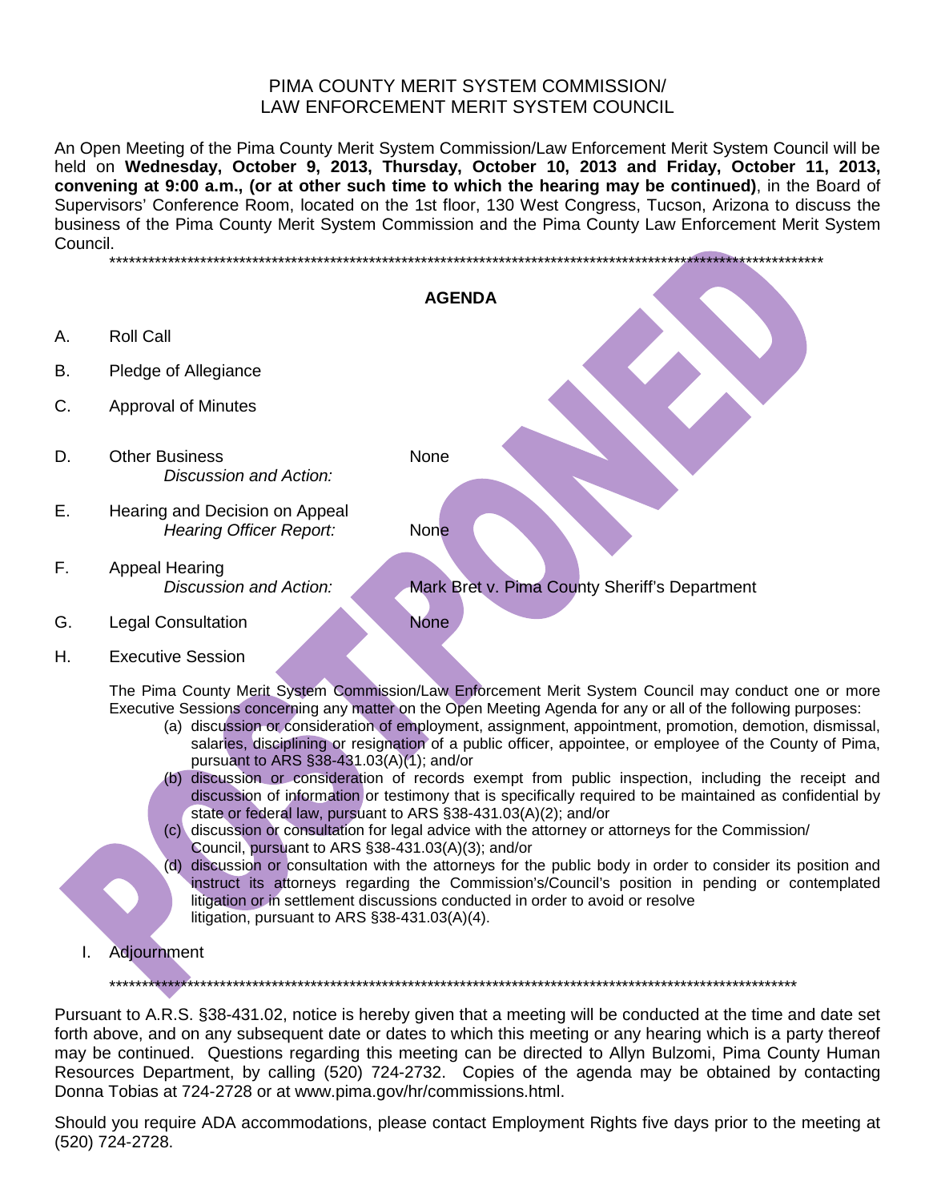# PIMA COUNTY MERIT SYSTEM COMMISSION/
# LAW ENFORCEMENT MERIT SYSTEM COUNCIL

An Open Meeting of the Pima County Merit System Commission/Law Enforcement Merit System Council will be held on **Wednesday, October 9, 2013, Thursday, October 10, 2013 and Friday, October 11, 2013, convening at 9:00 a.m., (or at other such time to which the hearing may be continued)**, in the Board of Supervisors' Conference Room, located on the 1st floor, 130 West Congress, Tucson, Arizona to discuss the business of the Pima County Merit System Commission and the Pima County Law Enforcement Merit System Council.

POSTPONED

****************************************************************************************************************

## AGENDA

A. Roll Call

B. Pledge of Allegiance

C. Approval of Minutes

D. Other Business — None
*Discussion and Action:*

E. Hearing and Decision on Appeal
*Hearing Officer Report:* None

F. Appeal Hearing
*Discussion and Action:* Mark Bret v. Pima County Sheriff's Department

G. Legal Consultation — None

H. Executive Session

The Pima County Merit System Commission/Law Enforcement Merit System Council may conduct one or more Executive Sessions concerning any matter on the Open Meeting Agenda for any or all of the following purposes:

(a) discussion or consideration of employment, assignment, appointment, promotion, demotion, dismissal, salaries, disciplining or resignation of a public officer, appointee, or employee of the County of Pima, pursuant to ARS §38-431.03(A)(1); and/or

(b) discussion or consideration of records exempt from public inspection, including the receipt and discussion of information or testimony that is specifically required to be maintained as confidential by state or federal law, pursuant to ARS §38-431.03(A)(2); and/or

(c) discussion or consultation for legal advice with the attorney or attorneys for the Commission/ Council, pursuant to ARS §38-431.03(A)(3); and/or

(d) discussion or consultation with the attorneys for the public body in order to consider its position and instruct its attorneys regarding the Commission's/Council's position in pending or contemplated litigation or in settlement discussions conducted in order to avoid or resolve litigation, pursuant to ARS §38-431.03(A)(4).

I. Adjournment

****************************************************************************************************************

Pursuant to A.R.S. §38-431.02, notice is hereby given that a meeting will be conducted at the time and date set forth above, and on any subsequent date or dates to which this meeting or any hearing which is a party thereof may be continued. Questions regarding this meeting can be directed to Allyn Bulzomi, Pima County Human Resources Department, by calling (520) 724-2732. Copies of the agenda may be obtained by contacting Donna Tobias at 724-2728 or at www.pima.gov/hr/commissions.html.

Should you require ADA accommodations, please contact Employment Rights five days prior to the meeting at (520) 724-2728.